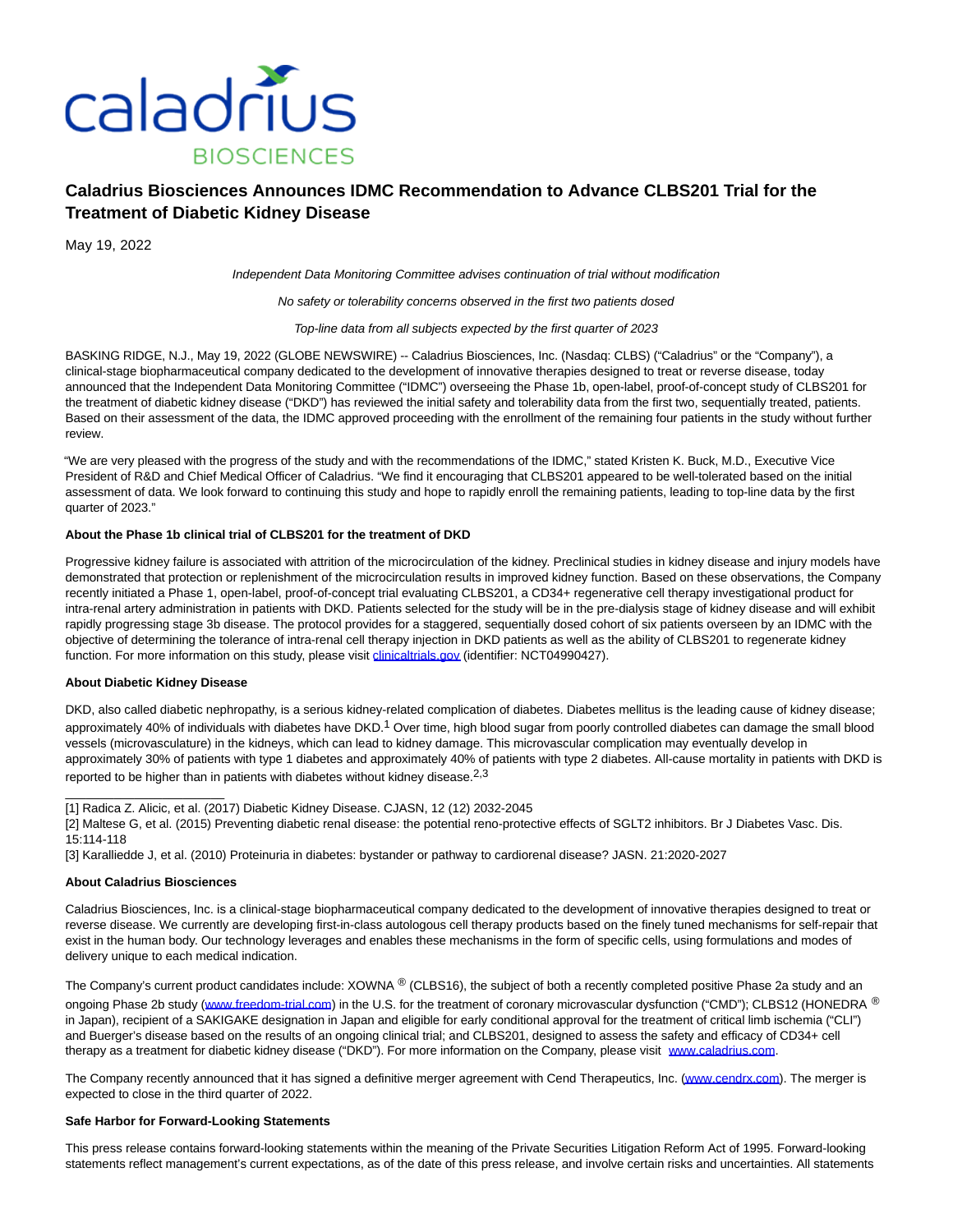# Caladrius Biosciences Announces IDMC Recommendation to Advance CLBS201 Trial for the Treatment of Diabetic Kidney Disease

May 19, 2022

*Independent Data Monitoring Committee advises continuation of trial without modification*

*No safety or tolerability concerns observed in the first two patients dosed*

*Top-line data from all subjects expected by the first quarter of 2023*

BASKING RIDGE, N.J., May 19, 2022 (GLOBE NEWSWIRE) -- Caladrius Biosciences, Inc. (Nasdaq: CLBS) ("Caladrius" or the "Company"), a clinical-stage biopharmaceutical company dedicated to the development of innovative therapies designed to treat or reverse disease, today announced that the Independent Data Monitoring Committee ("IDMC") overseeing the Phase 1b, open-label, proof-of-concept study of CLBS201 for the treatment of diabetic kidney disease ("DKD") has reviewed the initial safety and tolerability data from the first two, sequentially treated, patients. Based on their assessment of the data, the IDMC approved proceeding with the enrollment of the remaining four patients in the study without further review.

"We are very pleased with the progress of the study and with the recommendations of the IDMC," stated Kristen K. Buck, M.D., Executive Vice President of R&D and Chief Medical Officer of Caladrius. "We find it encouraging that CLBS201 appeared to be well-tolerated based on the initial assessment of data. We look forward to continuing this study and hope to rapidly enroll the remaining patients, leading to top-line data by the first quarter of 2023."

**About the Phase 1b clinical trial of CLBS201 for the treatment of DKD**

Progressive kidney failure is associated with attrition of the microcirculation of the kidney. Preclinical studies in kidney disease and injury models have demonstrated that protection or replenishment of the microcirculation results in improved kidney function. Based on these observations, the Company recently initiated a Phase 1, open-label, proof-of-concept trial evaluating CLBS201, a CD34+ regenerative cell therapy investigational product for intra-renal artery administration in patients with DKD. Patients selected for the study will be in the pre-dialysis stage of kidney disease and will exhibit rapidly progressing stage 3b disease. The protocol provides for a staggered, sequentially dosed cohort of six patients overseen by an IDMC with the objective of determining the tolerance of intra-renal cell therapy injection in DKD patients as well as the ability of CLBS201 to regenerate kidney function. For more information on this study, please visit [clinicaltrials.gov](clinicaltrials.gov) (identifier: NCT04990427).

**About Diabetic Kidney Disease**

DKD, also called diabetic nephropathy, is a serious kidney-related complication of diabetes. Diabetes mellitus is the leading cause of kidney disease; approximately 40% of individuals with diabetes have DKD.[1] Over time, high blood sugar from poorly controlled diabetes can damage the small blood vessels (microvasculature) in the kidneys, which can lead to kidney damage. This microvascular complication may eventually develop in approximately 30% of patients with type 1 diabetes and approximately 40% of patients with type 2 diabetes. All-cause mortality in patients with DKD is reported to be higher than in patients with diabetes without kidney disease.[2,3]

\_\_\_\_\_\_\_\_\_\_\_\_\_\_\_\_\_\_\_\_\_\_\_\_

[1] Radica Z. Alicic, et al. (2017) Diabetic Kidney Disease. CJASN, 12 (12) 2032-2045

[2] Maltese G, et al. (2015) Preventing diabetic renal disease: the potential reno-protective effects of SGLT2 inhibitors. Br J Diabetes Vasc. Dis. 15:114-118

[3] Karalliedde J, et al. (2010) Proteinuria in diabetes: bystander or pathway to cardiorenal disease? JASN. 21:2020-2027

**About Caladrius Biosciences**

Caladrius Biosciences, Inc. is a clinical-stage biopharmaceutical company dedicated to the development of innovative therapies designed to treat or reverse disease. We currently are developing first-in-class autologous cell therapy products based on the finely tuned mechanisms for self-repair that exist in the human body. Our technology leverages and enables these mechanisms in the form of specific cells, using formulations and modes of delivery unique to each medical indication.

The Company's current product candidates include: XOWNA ® (CLBS16), the subject of both a recently completed positive Phase 2a study and an ongoing Phase 2b study ([www.freedom-trial.com](www.freedom-trial.com)) in the U.S. for the treatment of coronary microvascular dysfunction ("CMD"); CLBS12 (HONEDRA ® in Japan), recipient of a SAKIGAKE designation in Japan and eligible for early conditional approval for the treatment of critical limb ischemia ("CLI") and Buerger's disease based on the results of an ongoing clinical trial; and CLBS201, designed to assess the safety and efficacy of CD34+ cell therapy as a treatment for diabetic kidney disease ("DKD"). For more information on the Company, please visit [www.caladrius.com](www.caladrius.com).

The Company recently announced that it has signed a definitive merger agreement with Cend Therapeutics, Inc. ([www.cendrx.com](www.cendrx.com)). The merger is expected to close in the third quarter of 2022.

**Safe Harbor for Forward-Looking Statements**

This press release contains forward-looking statements within the meaning of the Private Securities Litigation Reform Act of 1995. Forward-looking statements reflect management's current expectations, as of the date of this press release, and involve certain risks and uncertainties. All statements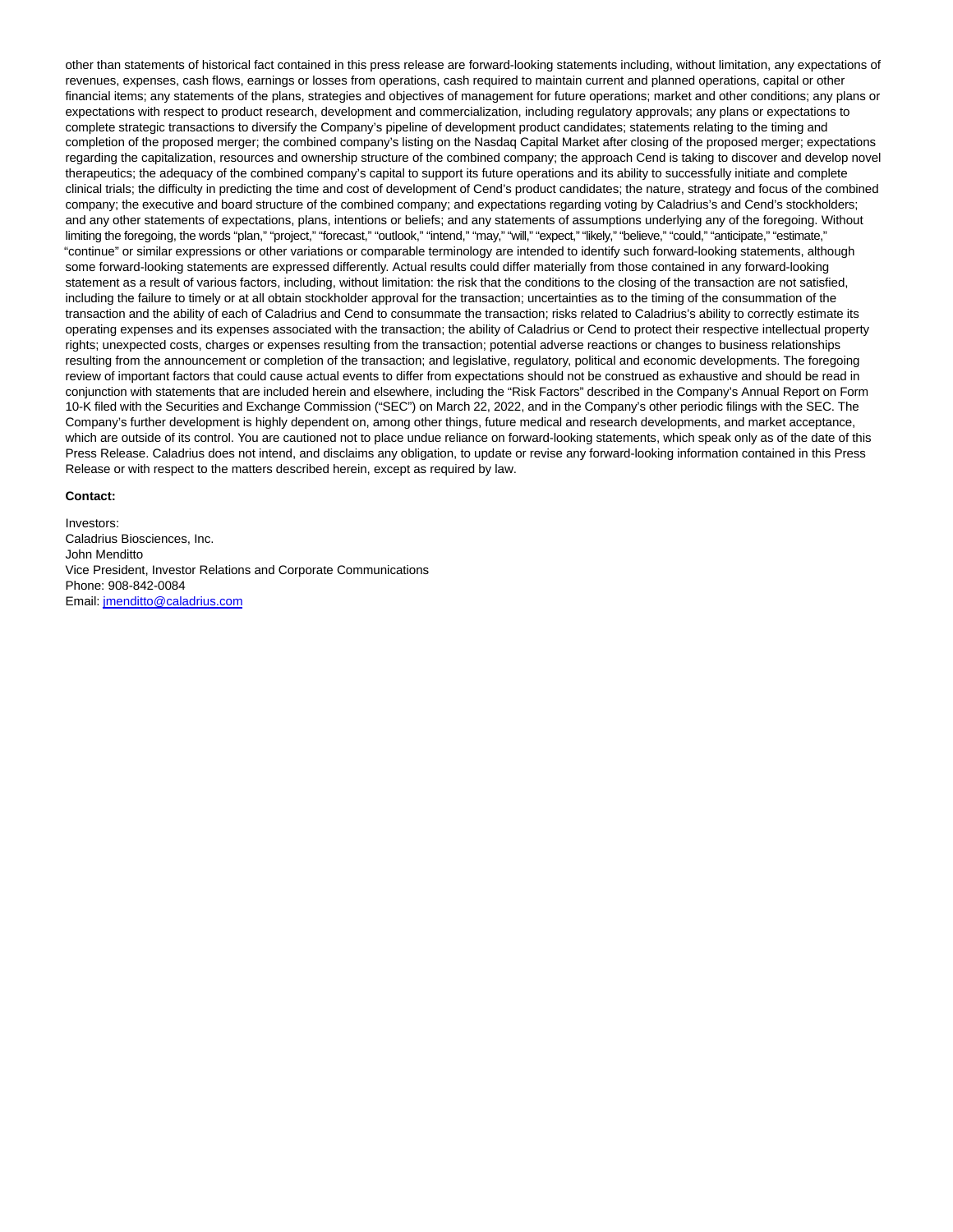other than statements of historical fact contained in this press release are forward-looking statements including, without limitation, any expectations of revenues, expenses, cash flows, earnings or losses from operations, cash required to maintain current and planned operations, capital or other financial items; any statements of the plans, strategies and objectives of management for future operations; market and other conditions; any plans or expectations with respect to product research, development and commercialization, including regulatory approvals; any plans or expectations to complete strategic transactions to diversify the Company's pipeline of development product candidates; statements relating to the timing and completion of the proposed merger; the combined company's listing on the Nasdaq Capital Market after closing of the proposed merger; expectations regarding the capitalization, resources and ownership structure of the combined company; the approach Cend is taking to discover and develop novel therapeutics; the adequacy of the combined company's capital to support its future operations and its ability to successfully initiate and complete clinical trials; the difficulty in predicting the time and cost of development of Cend's product candidates; the nature, strategy and focus of the combined company; the executive and board structure of the combined company; and expectations regarding voting by Caladrius's and Cend's stockholders; and any other statements of expectations, plans, intentions or beliefs; and any statements of assumptions underlying any of the foregoing. Without limiting the foregoing, the words "plan," "project," "forecast," "outlook," "intend," "may," "will," "expect," "likely," "believe," "could," "anticipate," "estimate," "continue" or similar expressions or other variations or comparable terminology are intended to identify such forward-looking statements, although some forward-looking statements are expressed differently. Actual results could differ materially from those contained in any forward-looking statement as a result of various factors, including, without limitation: the risk that the conditions to the closing of the transaction are not satisfied, including the failure to timely or at all obtain stockholder approval for the transaction; uncertainties as to the timing of the consummation of the transaction and the ability of each of Caladrius and Cend to consummate the transaction; risks related to Caladrius's ability to correctly estimate its operating expenses and its expenses associated with the transaction; the ability of Caladrius or Cend to protect their respective intellectual property rights; unexpected costs, charges or expenses resulting from the transaction; potential adverse reactions or changes to business relationships resulting from the announcement or completion of the transaction; and legislative, regulatory, political and economic developments. The foregoing review of important factors that could cause actual events to differ from expectations should not be construed as exhaustive and should be read in conjunction with statements that are included herein and elsewhere, including the "Risk Factors" described in the Company's Annual Report on Form 10-K filed with the Securities and Exchange Commission ("SEC") on March 22, 2022, and in the Company's other periodic filings with the SEC. The Company's further development is highly dependent on, among other things, future medical and research developments, and market acceptance, which are outside of its control. You are cautioned not to place undue reliance on forward-looking statements, which speak only as of the date of this Press Release. Caladrius does not intend, and disclaims any obligation, to update or revise any forward-looking information contained in this Press Release or with respect to the matters described herein, except as required by law.

**Contact:**

Investors:
Caladrius Biosciences, Inc.
John Menditto
Vice President, Investor Relations and Corporate Communications
Phone: 908-842-0084
Email: jmenditto@caladrius.com